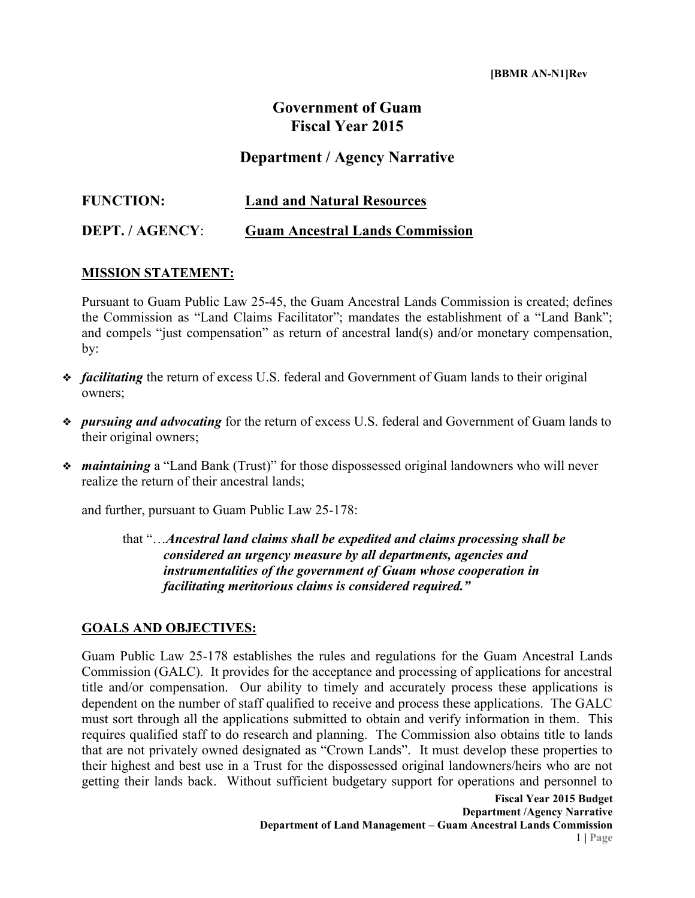[BBMR AN-N1]Rev

# Government of Guam
# Fiscal Year 2015

## Department / Agency Narrative

**FUNCTION:** <u>**Land and Natural Resources**</u>

**DEPT. / AGENCY**: <u>**Guam Ancestral Lands Commission**</u>

### <u>MISSION STATEMENT:</u>

Pursuant to Guam Public Law 25-45, the Guam Ancestral Lands Commission is created; defines the Commission as "Land Claims Facilitator"; mandates the establishment of a "Land Bank"; and compels "just compensation" as return of ancestral land(s) and/or monetary compensation, by:

- ***facilitating*** the return of excess U.S. federal and Government of Guam lands to their original owners;
- ***pursuing and advocating*** for the return of excess U.S. federal and Government of Guam lands to their original owners;
- ***maintaining*** a "Land Bank (Trust)" for those dispossessed original landowners who will never realize the return of their ancestral lands;

and further, pursuant to Guam Public Law 25-178:

> that "…***Ancestral land claims shall be expedited and claims processing shall be considered an urgency measure by all departments, agencies and instrumentalities of the government of Guam whose cooperation in facilitating meritorious claims is considered required."***

### <u>GOALS AND OBJECTIVES:</u>

Guam Public Law 25-178 establishes the rules and regulations for the Guam Ancestral Lands Commission (GALC). It provides for the acceptance and processing of applications for ancestral title and/or compensation. Our ability to timely and accurately process these applications is dependent on the number of staff qualified to receive and process these applications. The GALC must sort through all the applications submitted to obtain and verify information in them. This requires qualified staff to do research and planning. The Commission also obtains title to lands that are not privately owned designated as "Crown Lands". It must develop these properties to their highest and best use in a Trust for the dispossessed original landowners/heirs who are not getting their lands back. Without sufficient budgetary support for operations and personnel to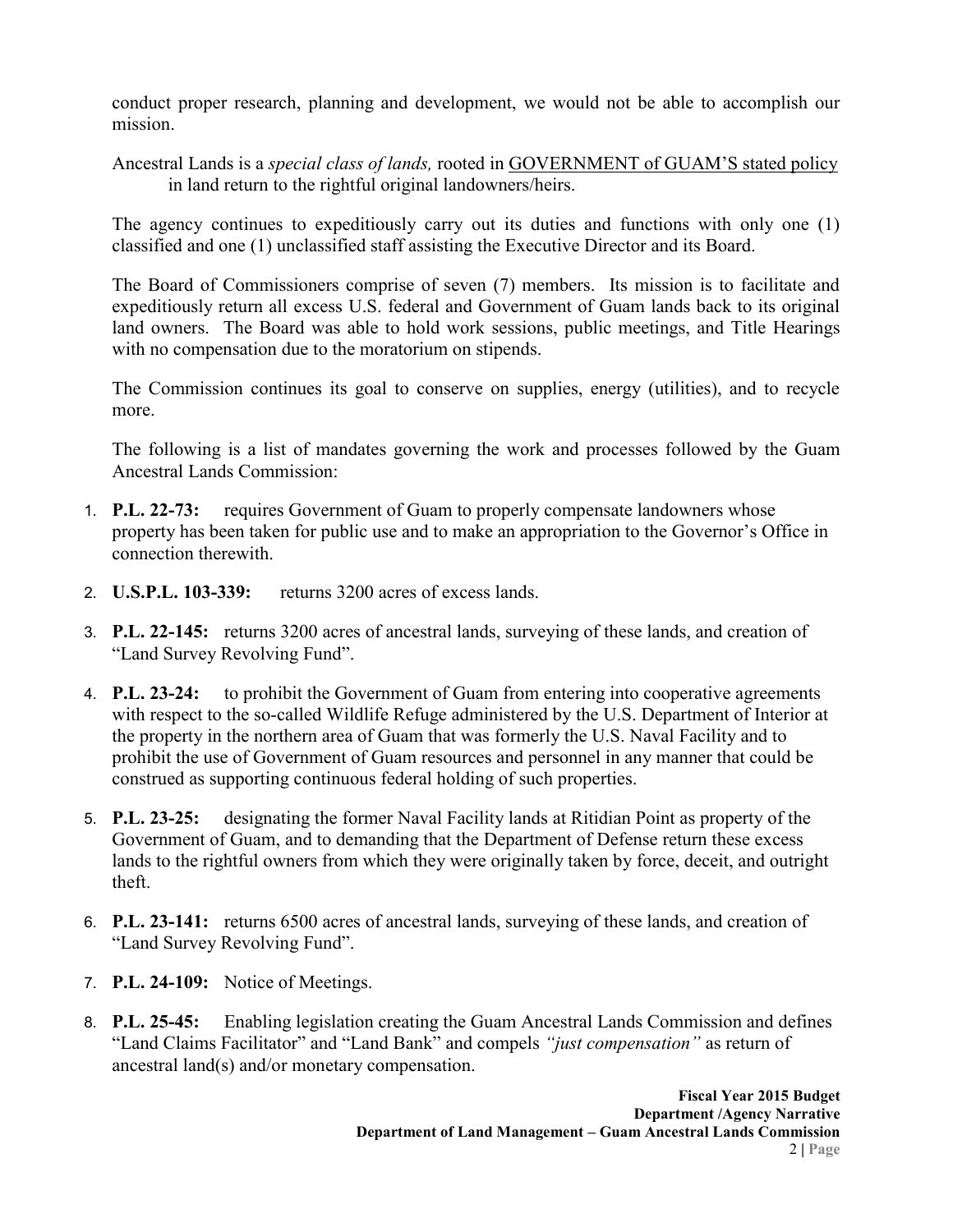conduct proper research, planning and development, we would not be able to accomplish our mission.

Ancestral Lands is a *special class of lands,* rooted in GOVERNMENT of GUAM'S stated policy in land return to the rightful original landowners/heirs.

The agency continues to expeditiously carry out its duties and functions with only one (1) classified and one (1) unclassified staff assisting the Executive Director and its Board.

The Board of Commissioners comprise of seven (7) members. Its mission is to facilitate and expeditiously return all excess U.S. federal and Government of Guam lands back to its original land owners. The Board was able to hold work sessions, public meetings, and Title Hearings with no compensation due to the moratorium on stipends.

The Commission continues its goal to conserve on supplies, energy (utilities), and to recycle more.

The following is a list of mandates governing the work and processes followed by the Guam Ancestral Lands Commission:

1. **P.L. 22-73:** requires Government of Guam to properly compensate landowners whose property has been taken for public use and to make an appropriation to the Governor's Office in connection therewith.
2. **U.S.P.L. 103-339:** returns 3200 acres of excess lands.
3. **P.L. 22-145:** returns 3200 acres of ancestral lands, surveying of these lands, and creation of "Land Survey Revolving Fund".
4. **P.L. 23-24:** to prohibit the Government of Guam from entering into cooperative agreements with respect to the so-called Wildlife Refuge administered by the U.S. Department of Interior at the property in the northern area of Guam that was formerly the U.S. Naval Facility and to prohibit the use of Government of Guam resources and personnel in any manner that could be construed as supporting continuous federal holding of such properties.
5. **P.L. 23-25:** designating the former Naval Facility lands at Ritidian Point as property of the Government of Guam, and to demanding that the Department of Defense return these excess lands to the rightful owners from which they were originally taken by force, deceit, and outright theft.
6. **P.L. 23-141:** returns 6500 acres of ancestral lands, surveying of these lands, and creation of "Land Survey Revolving Fund".
7. **P.L. 24-109:** Notice of Meetings.
8. **P.L. 25-45:** Enabling legislation creating the Guam Ancestral Lands Commission and defines "Land Claims Facilitator" and "Land Bank" and compels *"just compensation"* as return of ancestral land(s) and/or monetary compensation.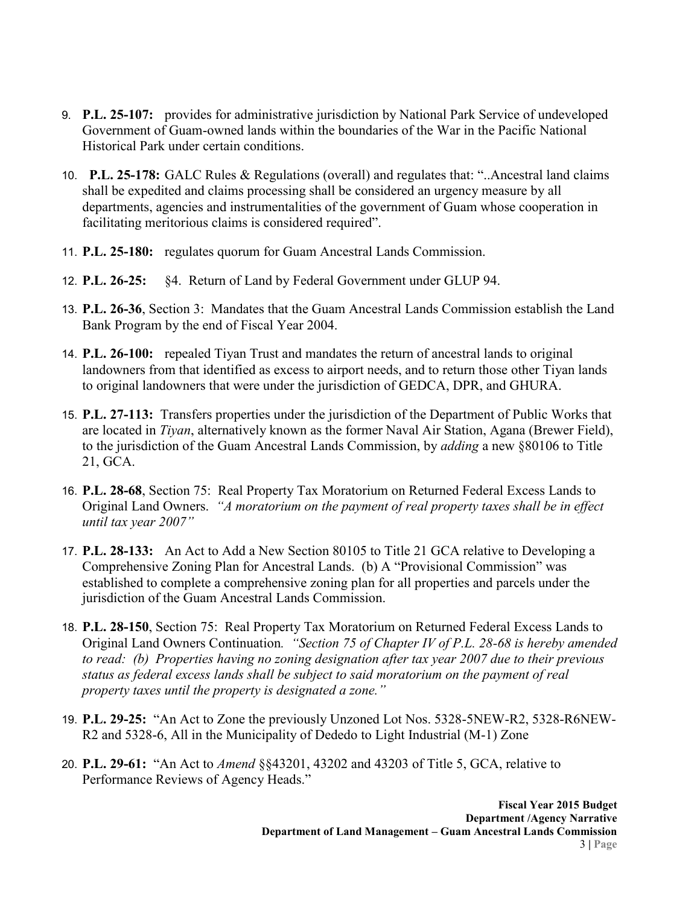9. **P.L. 25-107:** provides for administrative jurisdiction by National Park Service of undeveloped Government of Guam-owned lands within the boundaries of the War in the Pacific National Historical Park under certain conditions.

10. **P.L. 25-178:** GALC Rules & Regulations (overall) and regulates that: "..Ancestral land claims shall be expedited and claims processing shall be considered an urgency measure by all departments, agencies and instrumentalities of the government of Guam whose cooperation in facilitating meritorious claims is considered required".

11. **P.L. 25-180:** regulates quorum for Guam Ancestral Lands Commission.

12. **P.L. 26-25:** §4. Return of Land by Federal Government under GLUP 94.

13. **P.L. 26-36**, Section 3: Mandates that the Guam Ancestral Lands Commission establish the Land Bank Program by the end of Fiscal Year 2004.

14. **P.L. 26-100:** repealed Tiyan Trust and mandates the return of ancestral lands to original landowners from that identified as excess to airport needs, and to return those other Tiyan lands to original landowners that were under the jurisdiction of GEDCA, DPR, and GHURA.

15. **P.L. 27-113:** Transfers properties under the jurisdiction of the Department of Public Works that are located in *Tiyan*, alternatively known as the former Naval Air Station, Agana (Brewer Field), to the jurisdiction of the Guam Ancestral Lands Commission, by *adding* a new §80106 to Title 21, GCA.

16. **P.L. 28-68**, Section 75: Real Property Tax Moratorium on Returned Federal Excess Lands to Original Land Owners. *"A moratorium on the payment of real property taxes shall be in effect until tax year 2007"*

17. **P.L. 28-133:** An Act to Add a New Section 80105 to Title 21 GCA relative to Developing a Comprehensive Zoning Plan for Ancestral Lands. (b) A "Provisional Commission" was established to complete a comprehensive zoning plan for all properties and parcels under the jurisdiction of the Guam Ancestral Lands Commission.

18. **P.L. 28-150**, Section 75: Real Property Tax Moratorium on Returned Federal Excess Lands to Original Land Owners Continuation. *"Section 75 of Chapter IV of P.L. 28-68 is hereby amended to read: (b) Properties having no zoning designation after tax year 2007 due to their previous status as federal excess lands shall be subject to said moratorium on the payment of real property taxes until the property is designated a zone."*

19. **P.L. 29-25:** "An Act to Zone the previously Unzoned Lot Nos. 5328-5NEW-R2, 5328-R6NEW-R2 and 5328-6, All in the Municipality of Dededo to Light Industrial (M-1) Zone

20. **P.L. 29-61:** "An Act to *Amend* §§43201, 43202 and 43203 of Title 5, GCA, relative to Performance Reviews of Agency Heads."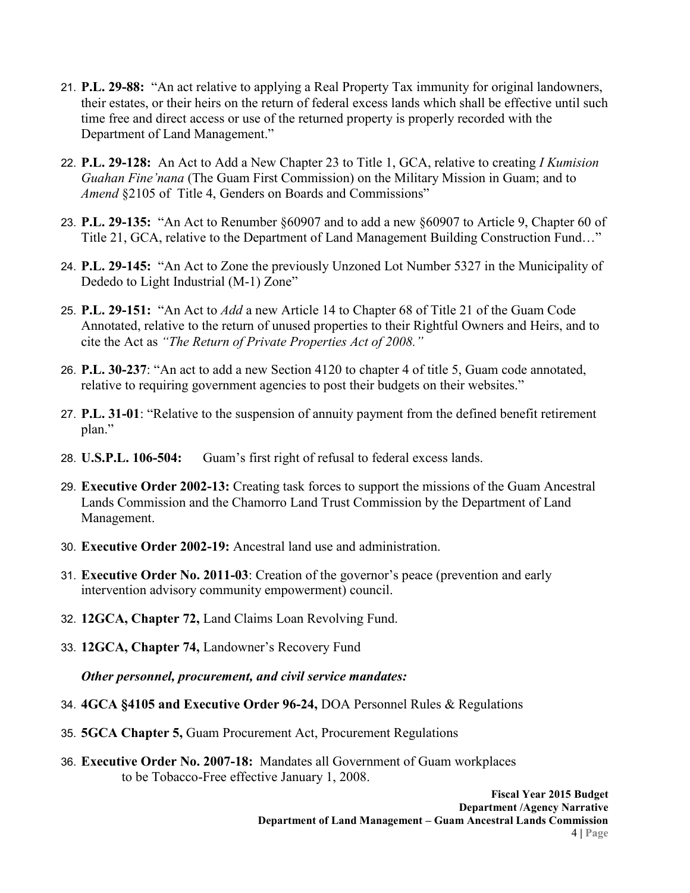21. **P.L. 29-88:** "An act relative to applying a Real Property Tax immunity for original landowners, their estates, or their heirs on the return of federal excess lands which shall be effective until such time free and direct access or use of the returned property is properly recorded with the Department of Land Management."

22. **P.L. 29-128:** An Act to Add a New Chapter 23 to Title 1, GCA, relative to creating *I Kumision Guahan Fine'nana* (The Guam First Commission) on the Military Mission in Guam; and to *Amend* §2105 of Title 4, Genders on Boards and Commissions"

23. **P.L. 29-135:** "An Act to Renumber §60907 and to add a new §60907 to Article 9, Chapter 60 of Title 21, GCA, relative to the Department of Land Management Building Construction Fund…"

24. **P.L. 29-145:** "An Act to Zone the previously Unzoned Lot Number 5327 in the Municipality of Dededo to Light Industrial (M-1) Zone"

25. **P.L. 29-151:** "An Act to *Add* a new Article 14 to Chapter 68 of Title 21 of the Guam Code Annotated, relative to the return of unused properties to their Rightful Owners and Heirs, and to cite the Act as *"The Return of Private Properties Act of 2008."*

26. **P.L. 30-237**: "An act to add a new Section 4120 to chapter 4 of title 5, Guam code annotated, relative to requiring government agencies to post their budgets on their websites."

27. **P.L. 31-01**: "Relative to the suspension of annuity payment from the defined benefit retirement plan."

28. **U.S.P.L. 106-504:** Guam's first right of refusal to federal excess lands.

29. **Executive Order 2002-13:** Creating task forces to support the missions of the Guam Ancestral Lands Commission and the Chamorro Land Trust Commission by the Department of Land Management.

30. **Executive Order 2002-19:** Ancestral land use and administration.

31. **Executive Order No. 2011-03**: Creation of the governor's peace (prevention and early intervention advisory community empowerment) council.

32. **12GCA, Chapter 72,** Land Claims Loan Revolving Fund.

33. **12GCA, Chapter 74,** Landowner's Recovery Fund

***Other personnel, procurement, and civil service mandates:***

34. **4GCA §4105 and Executive Order 96-24,** DOA Personnel Rules & Regulations

35. **5GCA Chapter 5,** Guam Procurement Act, Procurement Regulations

36. **Executive Order No. 2007-18:** Mandates all Government of Guam workplaces to be Tobacco-Free effective January 1, 2008.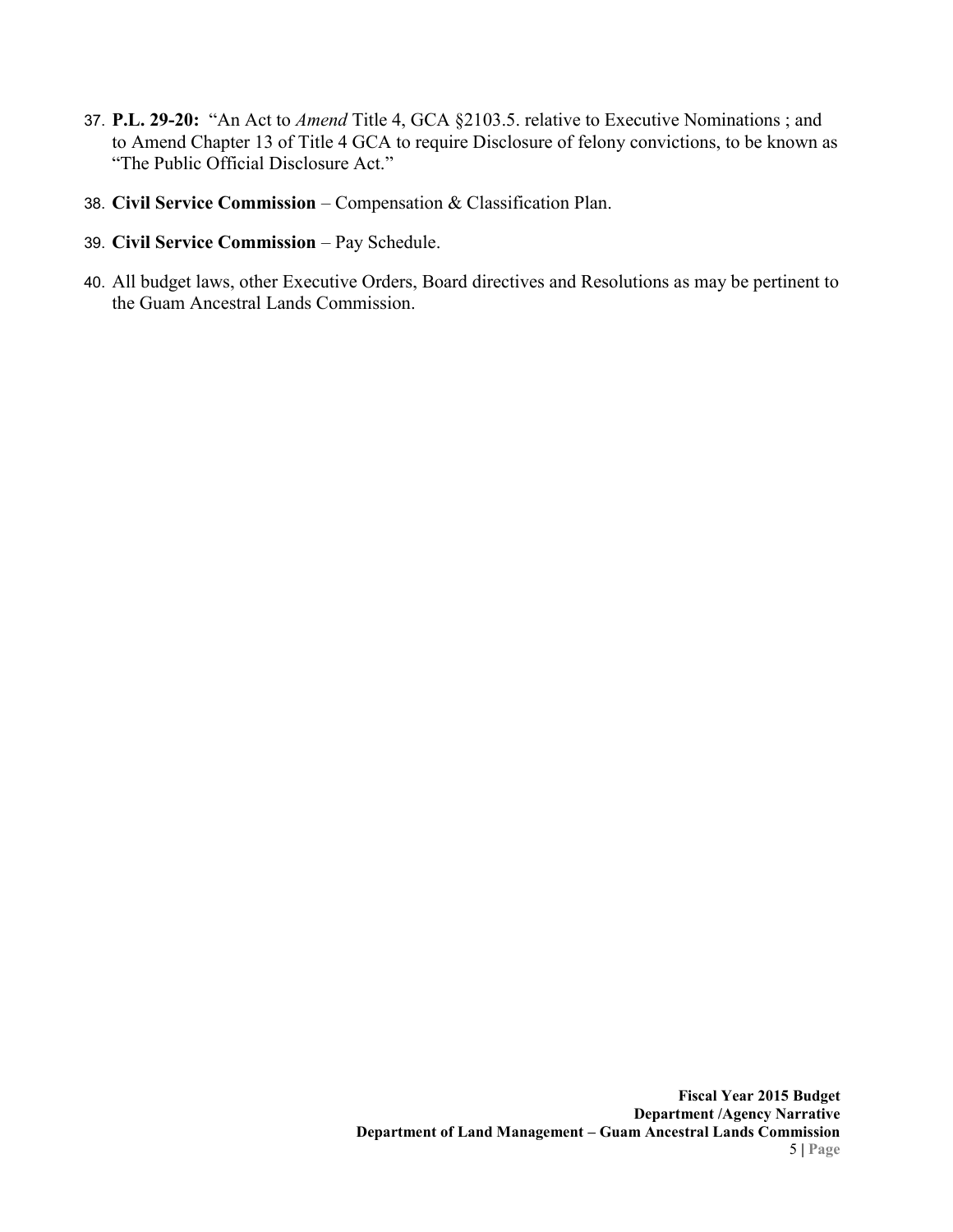37. **P.L. 29-20:** "An Act to *Amend* Title 4, GCA §2103.5. relative to Executive Nominations ; and to Amend Chapter 13 of Title 4 GCA to require Disclosure of felony convictions, to be known as "The Public Official Disclosure Act."
38. **Civil Service Commission** – Compensation & Classification Plan.
39. **Civil Service Commission** – Pay Schedule.
40. All budget laws, other Executive Orders, Board directives and Resolutions as may be pertinent to the Guam Ancestral Lands Commission.